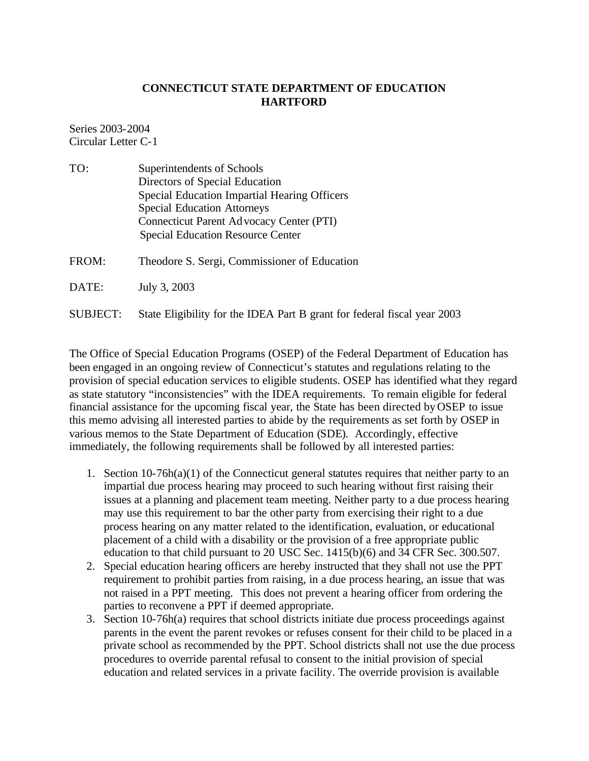# CONNECTICUT STATE DEPARTMENT OF EDUCATION
# HARTFORD

Series 2003-2004
Circular Letter C-1

TO: Superintendents of Schools
Directors of Special Education
Special Education Impartial Hearing Officers
Special Education Attorneys
Connecticut Parent Advocacy Center (PTI)
Special Education Resource Center

FROM: Theodore S. Sergi, Commissioner of Education

DATE: July 3, 2003

SUBJECT: State Eligibility for the IDEA Part B grant for federal fiscal year 2003

The Office of Special Education Programs (OSEP) of the Federal Department of Education has been engaged in an ongoing review of Connecticut's statutes and regulations relating to the provision of special education services to eligible students. OSEP has identified what they regard as state statutory "inconsistencies" with the IDEA requirements. To remain eligible for federal financial assistance for the upcoming fiscal year, the State has been directed by OSEP to issue this memo advising all interested parties to abide by the requirements as set forth by OSEP in various memos to the State Department of Education (SDE). Accordingly, effective immediately, the following requirements shall be followed by all interested parties:

1. Section 10-76h(a)(1) of the Connecticut general statutes requires that neither party to an impartial due process hearing may proceed to such hearing without first raising their issues at a planning and placement team meeting. Neither party to a due process hearing may use this requirement to bar the other party from exercising their right to a due process hearing on any matter related to the identification, evaluation, or educational placement of a child with a disability or the provision of a free appropriate public education to that child pursuant to 20 USC Sec. 1415(b)(6) and 34 CFR Sec. 300.507.
2. Special education hearing officers are hereby instructed that they shall not use the PPT requirement to prohibit parties from raising, in a due process hearing, an issue that was not raised in a PPT meeting. This does not prevent a hearing officer from ordering the parties to reconvene a PPT if deemed appropriate.
3. Section 10-76h(a) requires that school districts initiate due process proceedings against parents in the event the parent revokes or refuses consent for their child to be placed in a private school as recommended by the PPT. School districts shall not use the due process procedures to override parental refusal to consent to the initial provision of special education and related services in a private facility. The override provision is available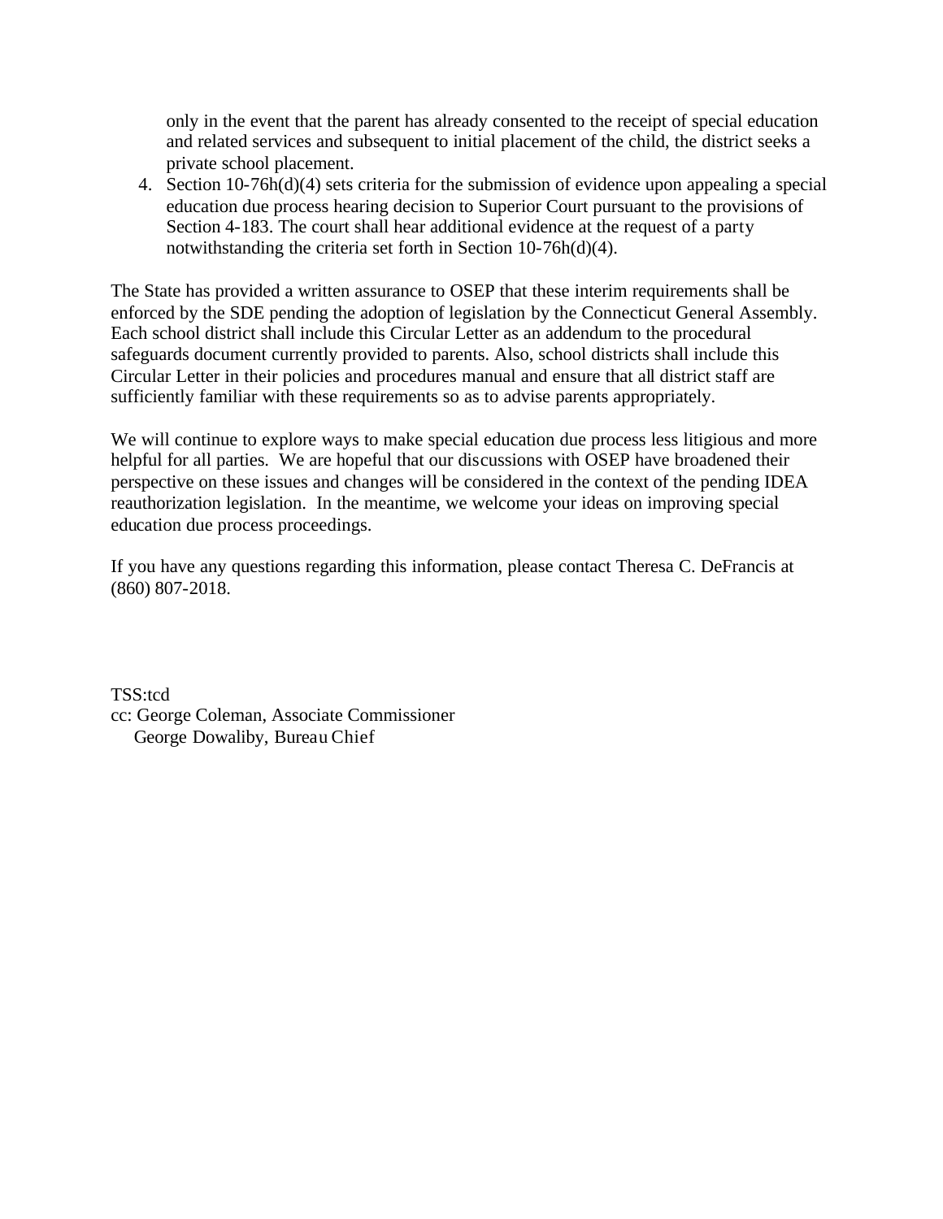only in the event that the parent has already consented to the receipt of special education and related services and subsequent to initial placement of the child, the district seeks a private school placement.

4. Section 10-76h(d)(4) sets criteria for the submission of evidence upon appealing a special education due process hearing decision to Superior Court pursuant to the provisions of Section 4-183. The court shall hear additional evidence at the request of a party notwithstanding the criteria set forth in Section 10-76h(d)(4).

The State has provided a written assurance to OSEP that these interim requirements shall be enforced by the SDE pending the adoption of legislation by the Connecticut General Assembly. Each school district shall include this Circular Letter as an addendum to the procedural safeguards document currently provided to parents. Also, school districts shall include this Circular Letter in their policies and procedures manual and ensure that all district staff are sufficiently familiar with these requirements so as to advise parents appropriately.

We will continue to explore ways to make special education due process less litigious and more helpful for all parties. We are hopeful that our discussions with OSEP have broadened their perspective on these issues and changes will be considered in the context of the pending IDEA reauthorization legislation. In the meantime, we welcome your ideas on improving special education due process proceedings.

If you have any questions regarding this information, please contact Theresa C. DeFrancis at (860) 807-2018.

TSS:tcd
cc: George Coleman, Associate Commissioner
George Dowaliby, Bureau Chief